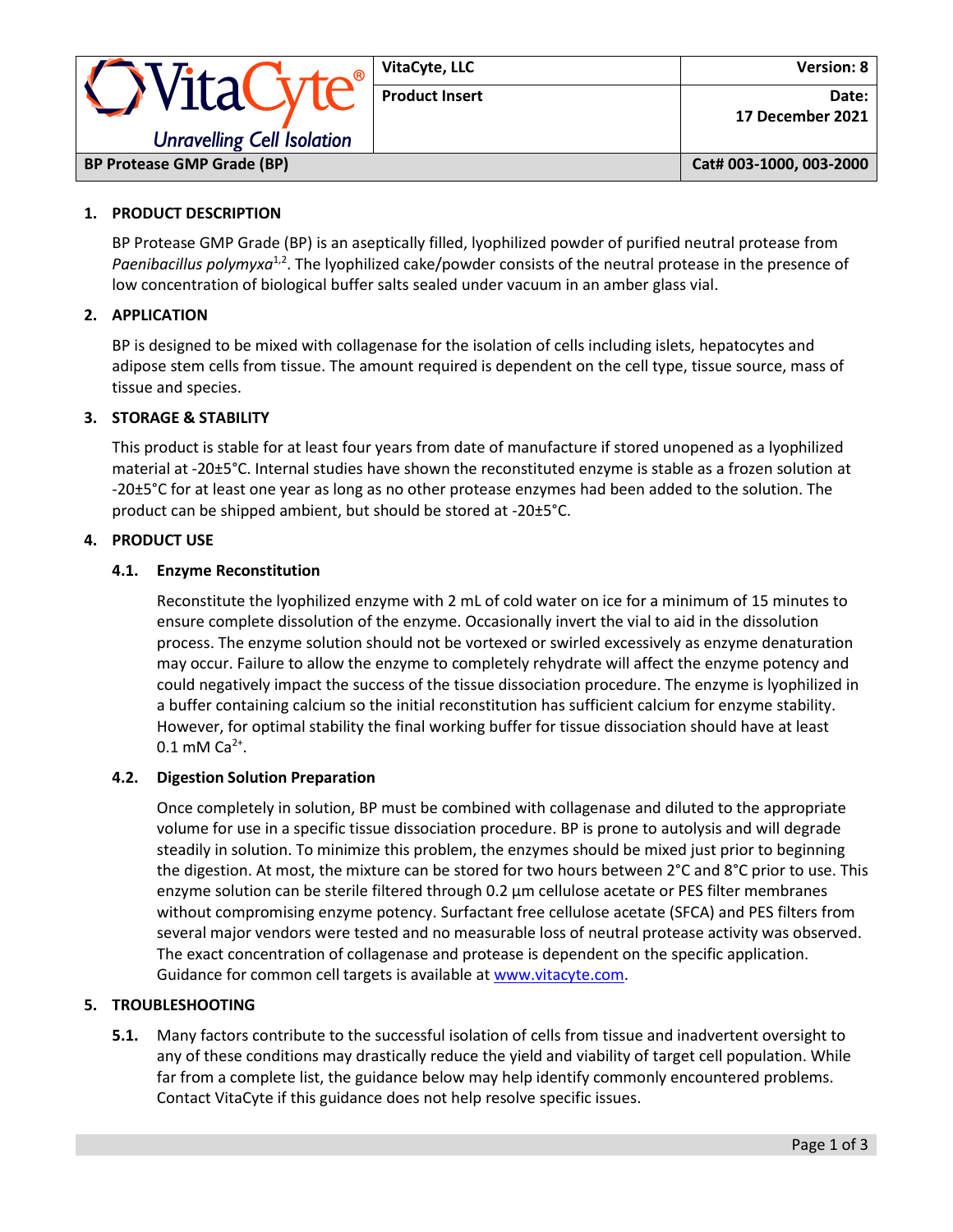| VitaCyte® Unravelling Cell Isolation | VitaCyte, LLC | Version: 8 |
| --- | --- | --- |
| | Product Insert | Date: 17 December 2021 |
| BP Protease GMP Grade (BP) | | Cat# 003-1000, 003-2000 |

## 1. PRODUCT DESCRIPTION

BP Protease GMP Grade (BP) is an aseptically filled, lyophilized powder of purified neutral protease from *Paenibacillus polymyxa*[1,2]. The lyophilized cake/powder consists of the neutral protease in the presence of low concentration of biological buffer salts sealed under vacuum in an amber glass vial.

## 2. APPLICATION

BP is designed to be mixed with collagenase for the isolation of cells including islets, hepatocytes and adipose stem cells from tissue. The amount required is dependent on the cell type, tissue source, mass of tissue and species.

## 3. STORAGE & STABILITY

This product is stable for at least four years from date of manufacture if stored unopened as a lyophilized material at -20±5°C. Internal studies have shown the reconstituted enzyme is stable as a frozen solution at -20±5°C for at least one year as long as no other protease enzymes had been added to the solution. The product can be shipped ambient, but should be stored at -20±5°C.

## 4. PRODUCT USE

### 4.1. Enzyme Reconstitution

Reconstitute the lyophilized enzyme with 2 mL of cold water on ice for a minimum of 15 minutes to ensure complete dissolution of the enzyme. Occasionally invert the vial to aid in the dissolution process. The enzyme solution should not be vortexed or swirled excessively as enzyme denaturation may occur. Failure to allow the enzyme to completely rehydrate will affect the enzyme potency and could negatively impact the success of the tissue dissociation procedure. The enzyme is lyophilized in a buffer containing calcium so the initial reconstitution has sufficient calcium for enzyme stability. However, for optimal stability the final working buffer for tissue dissociation should have at least 0.1 mM $Ca^{2+}$.

### 4.2. Digestion Solution Preparation

Once completely in solution, BP must be combined with collagenase and diluted to the appropriate volume for use in a specific tissue dissociation procedure. BP is prone to autolysis and will degrade steadily in solution. To minimize this problem, the enzymes should be mixed just prior to beginning the digestion. At most, the mixture can be stored for two hours between 2°C and 8°C prior to use. This enzyme solution can be sterile filtered through 0.2 µm cellulose acetate or PES filter membranes without compromising enzyme potency. Surfactant free cellulose acetate (SFCA) and PES filters from several major vendors were tested and no measurable loss of neutral protease activity was observed. The exact concentration of collagenase and protease is dependent on the specific application. Guidance for common cell targets is available at [www.vitacyte.com](http://www.vitacyte.com).

## 5. TROUBLESHOOTING

**5.1.** Many factors contribute to the successful isolation of cells from tissue and inadvertent oversight to any of these conditions may drastically reduce the yield and viability of target cell population. While far from a complete list, the guidance below may help identify commonly encountered problems. Contact VitaCyte if this guidance does not help resolve specific issues.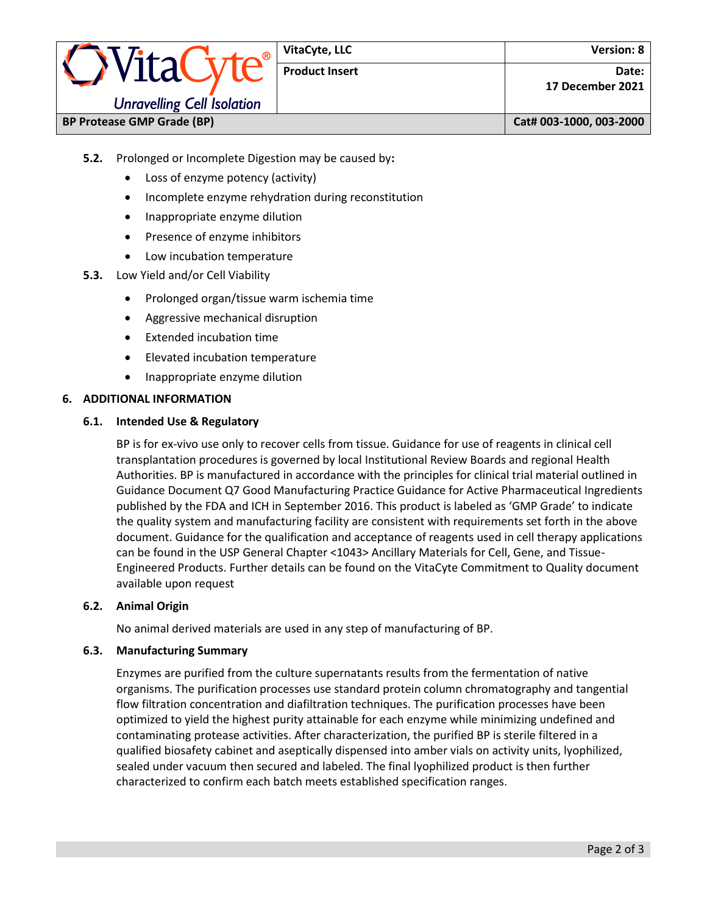**5.2.** Prolonged or Incomplete Digestion may be caused by**:**

- Loss of enzyme potency (activity)
- Incomplete enzyme rehydration during reconstitution
- Inappropriate enzyme dilution
- Presence of enzyme inhibitors
- Low incubation temperature

**5.3.** Low Yield and/or Cell Viability

- Prolonged organ/tissue warm ischemia time
- Aggressive mechanical disruption
- Extended incubation time
- Elevated incubation temperature
- Inappropriate enzyme dilution

## 6. ADDITIONAL INFORMATION

### 6.1. Intended Use & Regulatory

BP is for ex-vivo use only to recover cells from tissue. Guidance for use of reagents in clinical cell transplantation procedures is governed by local Institutional Review Boards and regional Health Authorities. BP is manufactured in accordance with the principles for clinical trial material outlined in Guidance Document Q7 Good Manufacturing Practice Guidance for Active Pharmaceutical Ingredients published by the FDA and ICH in September 2016. This product is labeled as 'GMP Grade' to indicate the quality system and manufacturing facility are consistent with requirements set forth in the above document. Guidance for the qualification and acceptance of reagents used in cell therapy applications can be found in the USP General Chapter <1043> Ancillary Materials for Cell, Gene, and Tissue-Engineered Products. Further details can be found on the VitaCyte Commitment to Quality document available upon request

### 6.2. Animal Origin

No animal derived materials are used in any step of manufacturing of BP.

### 6.3. Manufacturing Summary

Enzymes are purified from the culture supernatants results from the fermentation of native organisms. The purification processes use standard protein column chromatography and tangential flow filtration concentration and diafiltration techniques. The purification processes have been optimized to yield the highest purity attainable for each enzyme while minimizing undefined and contaminating protease activities. After characterization, the purified BP is sterile filtered in a qualified biosafety cabinet and aseptically dispensed into amber vials on activity units, lyophilized, sealed under vacuum then secured and labeled. The final lyophilized product is then further characterized to confirm each batch meets established specification ranges.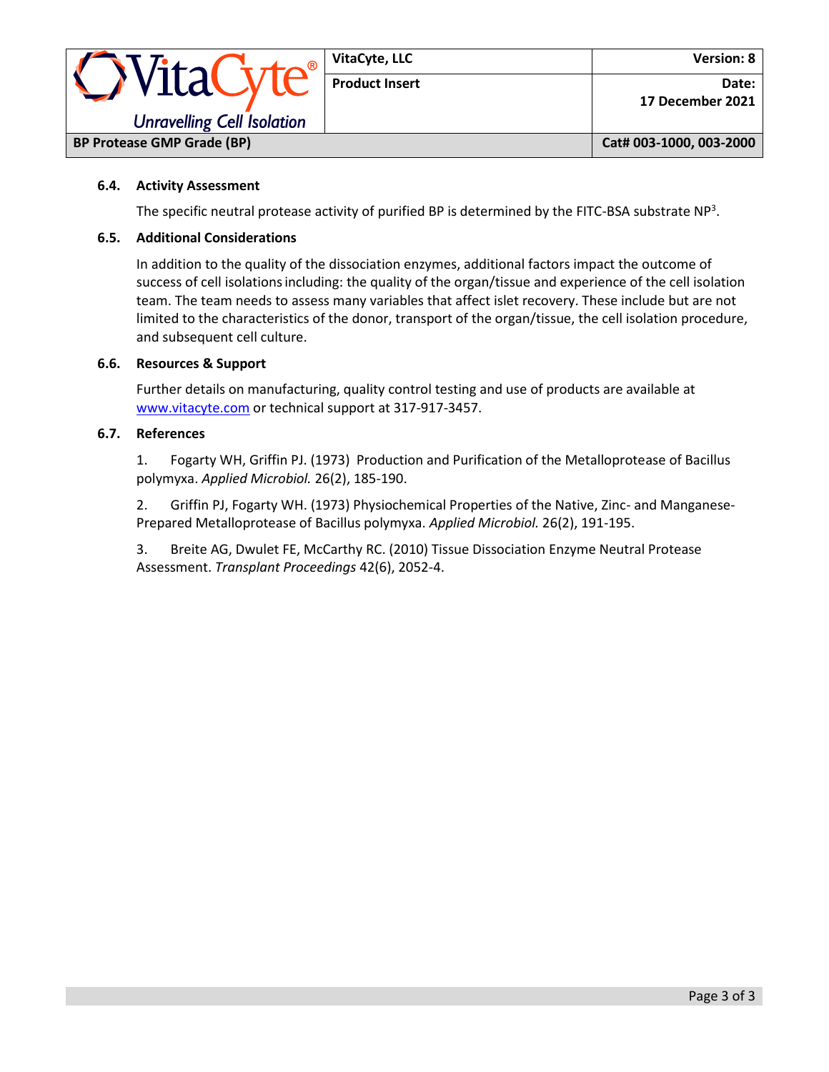### 6.4. Activity Assessment

The specific neutral protease activity of purified BP is determined by the FITC-BSA substrate NP[3].

### 6.5. Additional Considerations

In addition to the quality of the dissociation enzymes, additional factors impact the outcome of success of cell isolations including: the quality of the organ/tissue and experience of the cell isolation team. The team needs to assess many variables that affect islet recovery. These include but are not limited to the characteristics of the donor, transport of the organ/tissue, the cell isolation procedure, and subsequent cell culture.

### 6.6. Resources & Support

Further details on manufacturing, quality control testing and use of products are available at [www.vitacyte.com](http://www.vitacyte.com) or technical support at 317-917-3457.

### 6.7. References

1. Fogarty WH, Griffin PJ. (1973) Production and Purification of the Metalloprotease of Bacillus polymyxa. *Applied Microbiol.* 26(2), 185-190.

2. Griffin PJ, Fogarty WH. (1973) Physiochemical Properties of the Native, Zinc- and Manganese-Prepared Metalloprotease of Bacillus polymyxa. *Applied Microbiol.* 26(2), 191-195.

3. Breite AG, Dwulet FE, McCarthy RC. (2010) Tissue Dissociation Enzyme Neutral Protease Assessment. *Transplant Proceedings* 42(6), 2052-4.